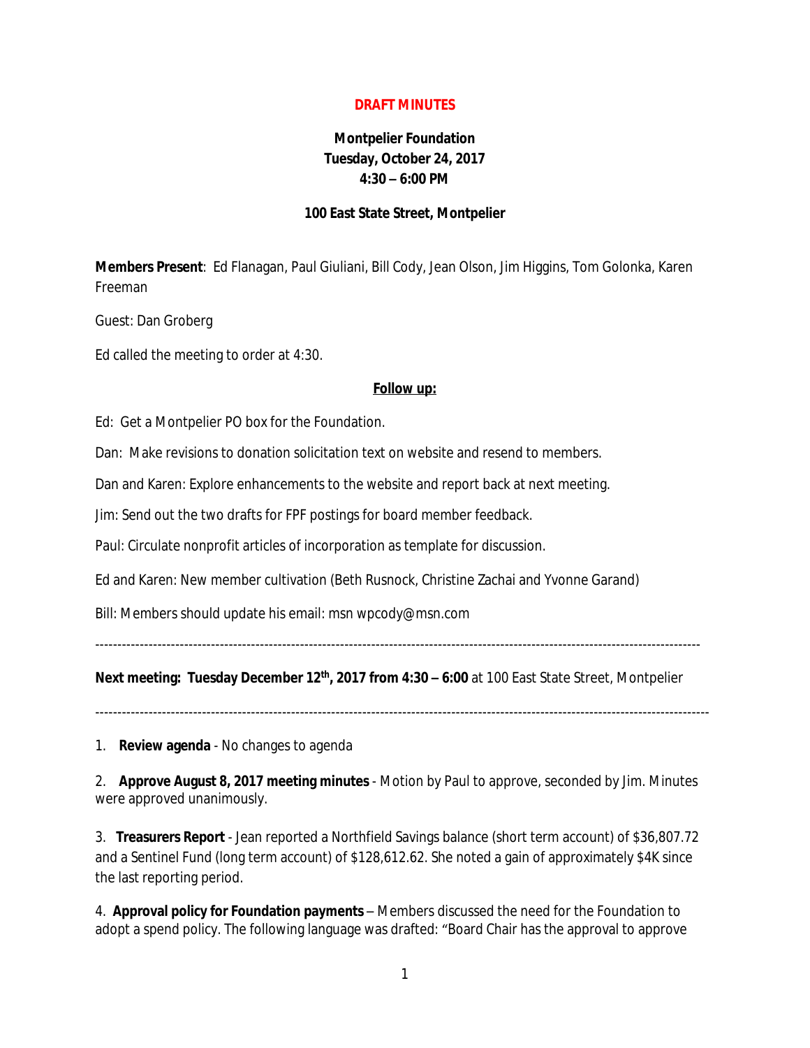**DRAFT MINUTES**

**Montpelier Foundation**
**Tuesday, October 24, 2017**
**4:30 – 6:00 PM**

**100 East State Street, Montpelier**

**Members Present**: Ed Flanagan, Paul Giuliani, Bill Cody, Jean Olson, Jim Higgins, Tom Golonka, Karen Freeman

Guest: Dan Groberg

Ed called the meeting to order at 4:30.

**Follow up:**

Ed: Get a Montpelier PO box for the Foundation.

Dan: Make revisions to donation solicitation text on website and resend to members.

Dan and Karen: Explore enhancements to the website and report back at next meeting.

Jim: Send out the two drafts for FPF postings for board member feedback.

Paul: Circulate nonprofit articles of incorporation as template for discussion.

Ed and Karen: New member cultivation (Beth Rusnock, Christine Zachai and Yvonne Garand)

Bill: Members should update his email: msn wpcody@msn.com

---

**Next meeting: Tuesday December 12th, 2017 from 4:30 – 6:00** at 100 East State Street, Montpelier

---

1. **Review agenda** - No changes to agenda

2. **Approve August 8, 2017 meeting minutes** - Motion by Paul to approve, seconded by Jim. Minutes were approved unanimously.

3. **Treasurers Report** - Jean reported a Northfield Savings balance (short term account) of $36,807.72 and a Sentinel Fund (long term account) of $128,612.62. She noted a gain of approximately $4K since the last reporting period.

4. **Approval policy for Foundation payments** – Members discussed the need for the Foundation to adopt a spend policy. The following language was drafted: "Board Chair has the approval to approve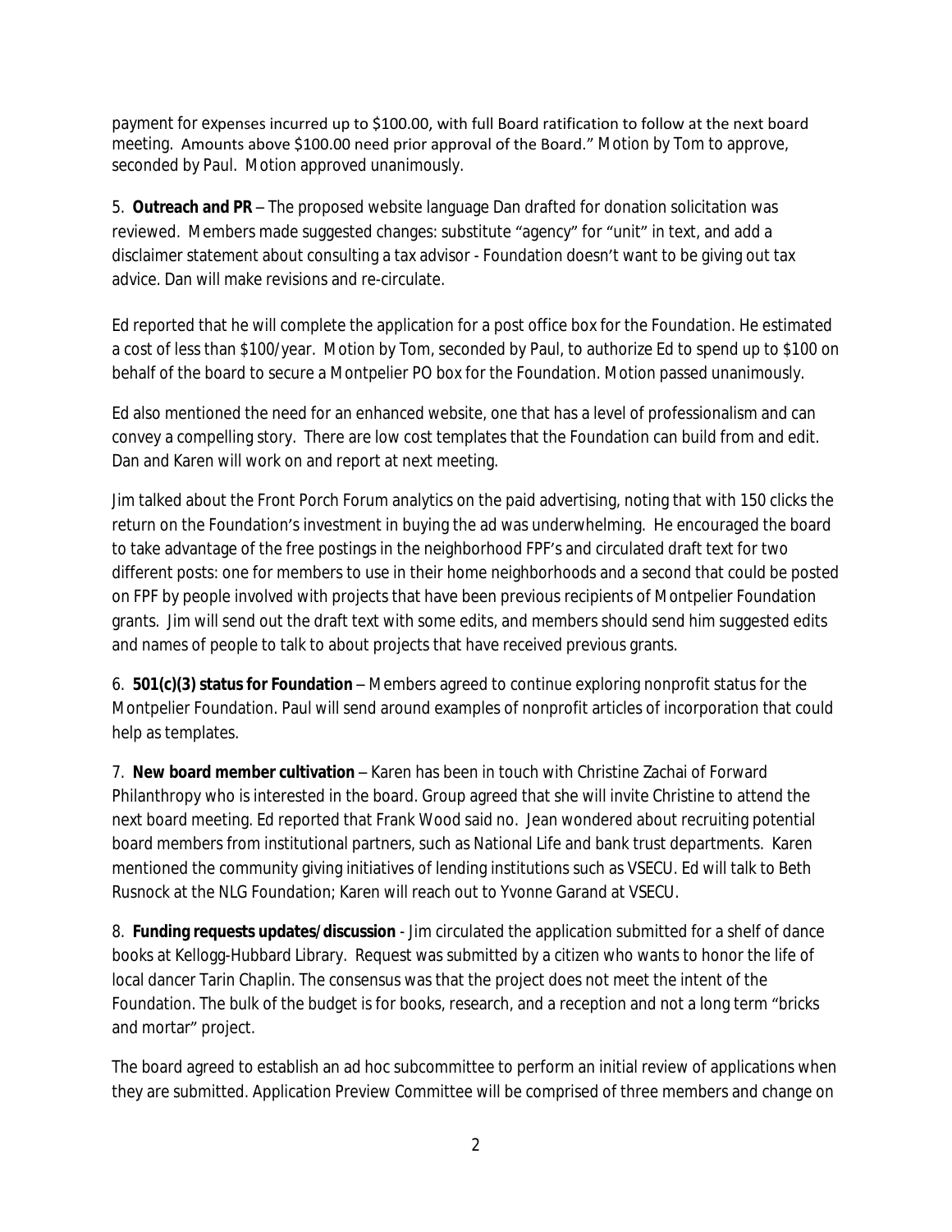payment for expenses incurred up to $100.00, with full Board ratification to follow at the next board meeting. Amounts above $100.00 need prior approval of the Board." Motion by Tom to approve, seconded by Paul. Motion approved unanimously.

5. **Outreach and PR** – The proposed website language Dan drafted for donation solicitation was reviewed. Members made suggested changes: substitute "agency" for "unit" in text, and add a disclaimer statement about consulting a tax advisor - Foundation doesn't want to be giving out tax advice. Dan will make revisions and re-circulate.

Ed reported that he will complete the application for a post office box for the Foundation. He estimated a cost of less than $100/year. Motion by Tom, seconded by Paul, to authorize Ed to spend up to $100 on behalf of the board to secure a Montpelier PO box for the Foundation. Motion passed unanimously.

Ed also mentioned the need for an enhanced website, one that has a level of professionalism and can convey a compelling story. There are low cost templates that the Foundation can build from and edit. Dan and Karen will work on and report at next meeting.

Jim talked about the Front Porch Forum analytics on the paid advertising, noting that with 150 clicks the return on the Foundation's investment in buying the ad was underwhelming. He encouraged the board to take advantage of the free postings in the neighborhood FPF's and circulated draft text for two different posts: one for members to use in their home neighborhoods and a second that could be posted on FPF by people involved with projects that have been previous recipients of Montpelier Foundation grants. Jim will send out the draft text with some edits, and members should send him suggested edits and names of people to talk to about projects that have received previous grants.

6. **501(c)(3) status for Foundation** – Members agreed to continue exploring nonprofit status for the Montpelier Foundation. Paul will send around examples of nonprofit articles of incorporation that could help as templates.

7. **New board member cultivation** – Karen has been in touch with Christine Zachai of Forward Philanthropy who is interested in the board. Group agreed that she will invite Christine to attend the next board meeting. Ed reported that Frank Wood said no. Jean wondered about recruiting potential board members from institutional partners, such as National Life and bank trust departments. Karen mentioned the community giving initiatives of lending institutions such as VSECU. Ed will talk to Beth Rusnock at the NLG Foundation; Karen will reach out to Yvonne Garand at VSECU.

8. **Funding requests updates/discussion** - Jim circulated the application submitted for a shelf of dance books at Kellogg-Hubbard Library. Request was submitted by a citizen who wants to honor the life of local dancer Tarin Chaplin. The consensus was that the project does not meet the intent of the Foundation. The bulk of the budget is for books, research, and a reception and not a long term "bricks and mortar" project.

The board agreed to establish an ad hoc subcommittee to perform an initial review of applications when they are submitted. Application Preview Committee will be comprised of three members and change on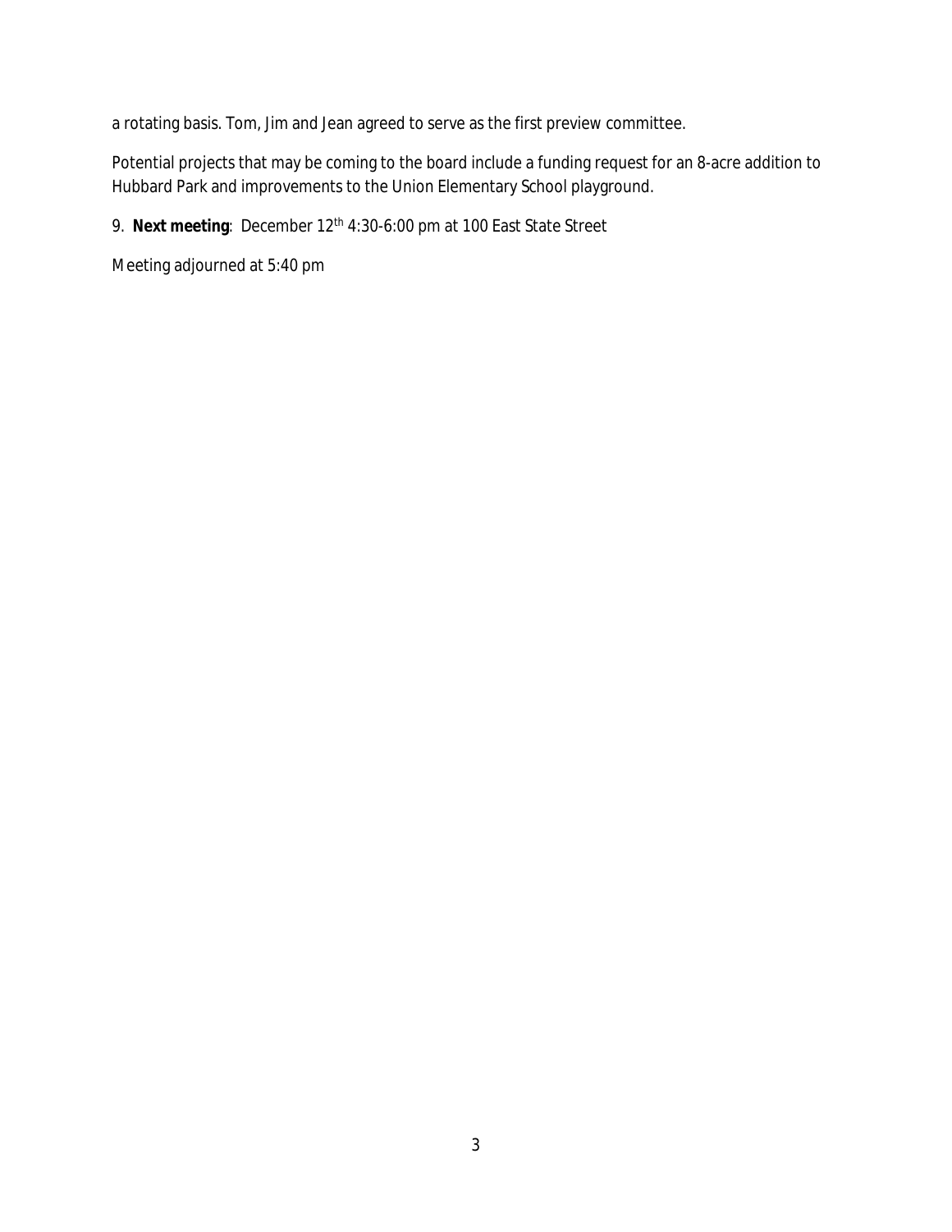a rotating basis. Tom, Jim and Jean agreed to serve as the first preview committee.

Potential projects that may be coming to the board include a funding request for an 8-acre addition to Hubbard Park and improvements to the Union Elementary School playground.

9. **Next meeting**: December 12th 4:30-6:00 pm at 100 East State Street

Meeting adjourned at 5:40 pm